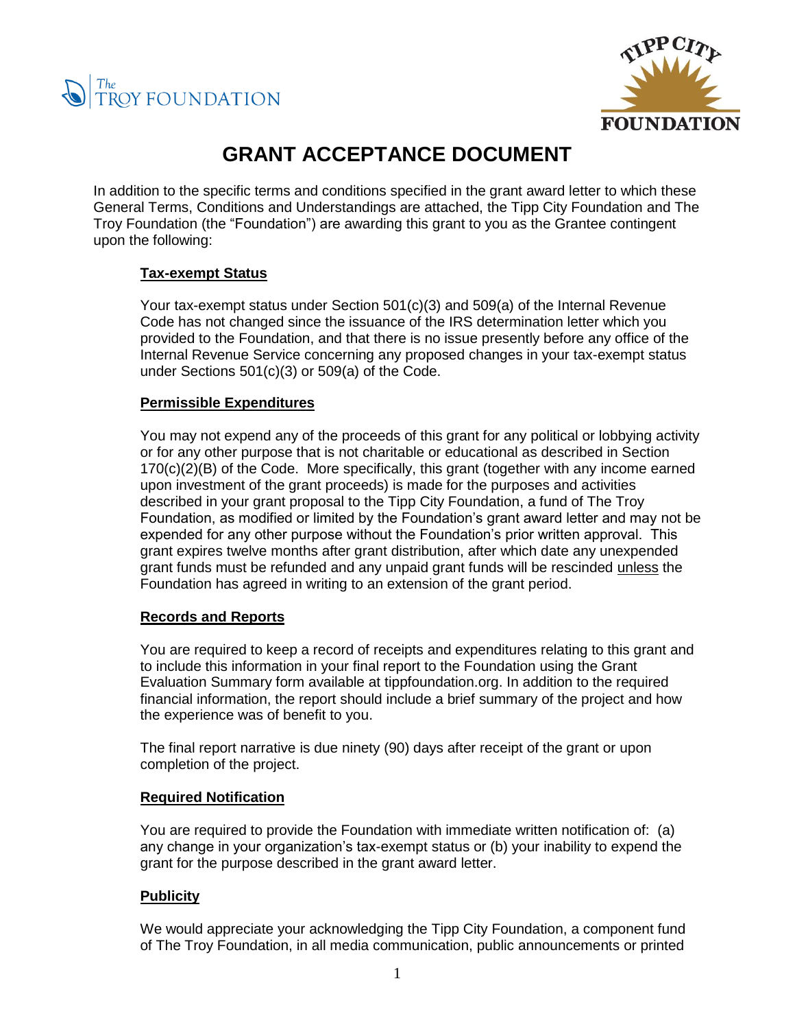# GRANT ACCEPTANCE DOCUMENT

In addition to the specific terms and conditions specified in the grant award letter to which these General Terms, Conditions and Understandings are attached, the Tipp City Foundation and The Troy Foundation (the "Foundation") are awarding this grant to you as the Grantee contingent upon the following:

## Tax-exempt Status

Your tax-exempt status under Section 501(c)(3) and 509(a) of the Internal Revenue Code has not changed since the issuance of the IRS determination letter which you provided to the Foundation, and that there is no issue presently before any office of the Internal Revenue Service concerning any proposed changes in your tax-exempt status under Sections 501(c)(3) or 509(a) of the Code.

## Permissible Expenditures

You may not expend any of the proceeds of this grant for any political or lobbying activity or for any other purpose that is not charitable or educational as described in Section 170(c)(2)(B) of the Code. More specifically, this grant (together with any income earned upon investment of the grant proceeds) is made for the purposes and activities described in your grant proposal to the Tipp City Foundation, a fund of The Troy Foundation, as modified or limited by the Foundation's grant award letter and may not be expended for any other purpose without the Foundation's prior written approval. This grant expires twelve months after grant distribution, after which date any unexpended grant funds must be refunded and any unpaid grant funds will be rescinded unless the Foundation has agreed in writing to an extension of the grant period.

## Records and Reports

You are required to keep a record of receipts and expenditures relating to this grant and to include this information in your final report to the Foundation using the Grant Evaluation Summary form available at tippfoundation.org. In addition to the required financial information, the report should include a brief summary of the project and how the experience was of benefit to you.

The final report narrative is due ninety (90) days after receipt of the grant or upon completion of the project.

## Required Notification

You are required to provide the Foundation with immediate written notification of: (a) any change in your organization's tax-exempt status or (b) your inability to expend the grant for the purpose described in the grant award letter.

## Publicity

We would appreciate your acknowledging the Tipp City Foundation, a component fund of The Troy Foundation, in all media communication, public announcements or printed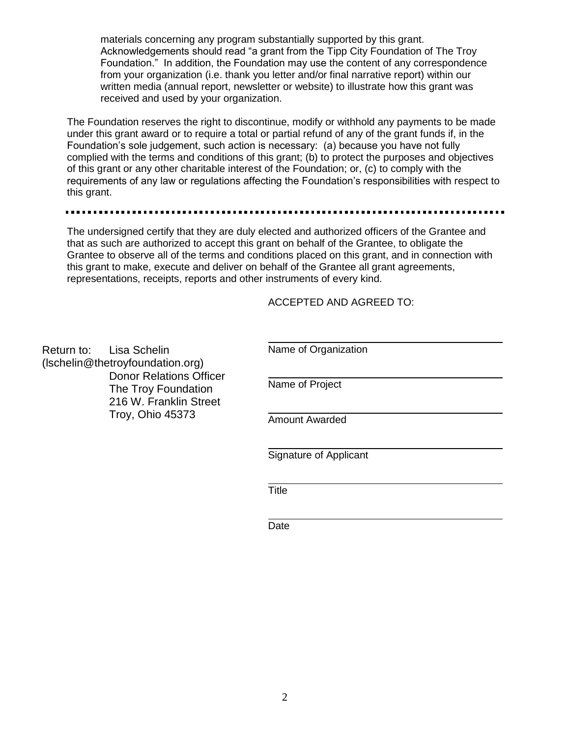materials concerning any program substantially supported by this grant. Acknowledgements should read "a grant from the Tipp City Foundation of The Troy Foundation." In addition, the Foundation may use the content of any correspondence from your organization (i.e. thank you letter and/or final narrative report) within our written media (annual report, newsletter or website) to illustrate how this grant was received and used by your organization.

The Foundation reserves the right to discontinue, modify or withhold any payments to be made under this grant award or to require a total or partial refund of any of the grant funds if, in the Foundation's sole judgement, such action is necessary: (a) because you have not fully complied with the terms and conditions of this grant; (b) to protect the purposes and objectives of this grant or any other charitable interest of the Foundation; or, (c) to comply with the requirements of any law or regulations affecting the Foundation's responsibilities with respect to this grant.

---

The undersigned certify that they are duly elected and authorized officers of the Grantee and that as such are authorized to accept this grant on behalf of the Grantee, to obligate the Grantee to observe all of the terms and conditions placed on this grant, and in connection with this grant to make, execute and deliver on behalf of the Grantee all grant agreements, representations, receipts, reports and other instruments of every kind.

ACCEPTED AND AGREED TO:

Return to: Lisa Schelin
(lschelin@thetroyfoundation.org)
Donor Relations Officer
The Troy Foundation
216 W. Franklin Street
Troy, Ohio 45373

\_\_\_\_\_\_\_\_\_\_\_\_\_\_\_\_\_\_\_\_\_\_\_\_\_\_\_\_\_\_
Name of Organization

\_\_\_\_\_\_\_\_\_\_\_\_\_\_\_\_\_\_\_\_\_\_\_\_\_\_\_\_\_\_
Name of Project

\_\_\_\_\_\_\_\_\_\_\_\_\_\_\_\_\_\_\_\_\_\_\_\_\_\_\_\_\_\_
Amount Awarded

\_\_\_\_\_\_\_\_\_\_\_\_\_\_\_\_\_\_\_\_\_\_\_\_\_\_\_\_\_\_
Signature of Applicant

\_\_\_\_\_\_\_\_\_\_\_\_\_\_\_\_\_\_\_\_\_\_\_\_\_\_\_\_\_\_
Title

\_\_\_\_\_\_\_\_\_\_\_\_\_\_\_\_\_\_\_\_\_\_\_\_\_\_\_\_\_\_
Date